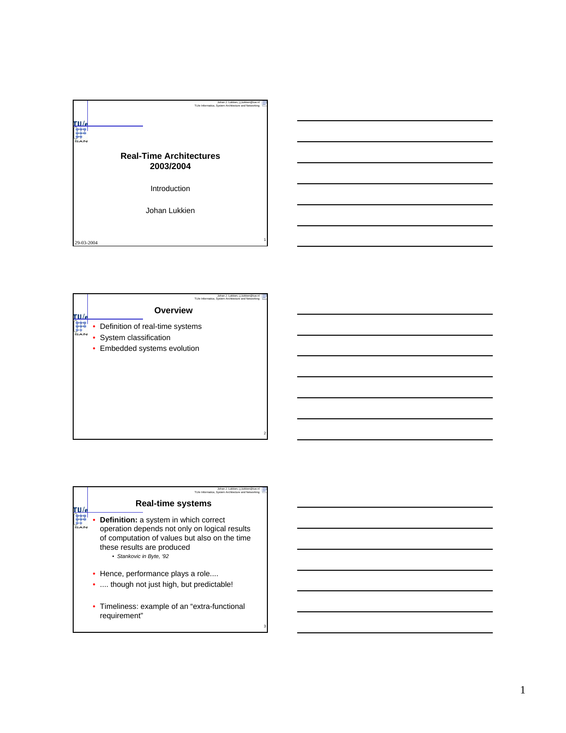# Real-Time Architectures 2003/2004

Introduction

Johan Lukkien

29-03-2004

## Overview

- Definition of real-time systems
- System classification
- Embedded systems evolution

## Real-time systems

- **Definition:** a system in which correct operation depends not only on logical results of computation of values but also on the time these results are produced
  - *Stankovic in Byte, '92*
- Hence, performance plays a role....
- .... though not just high, but predictable!
- Timeliness: example of an "extra-functional requirement"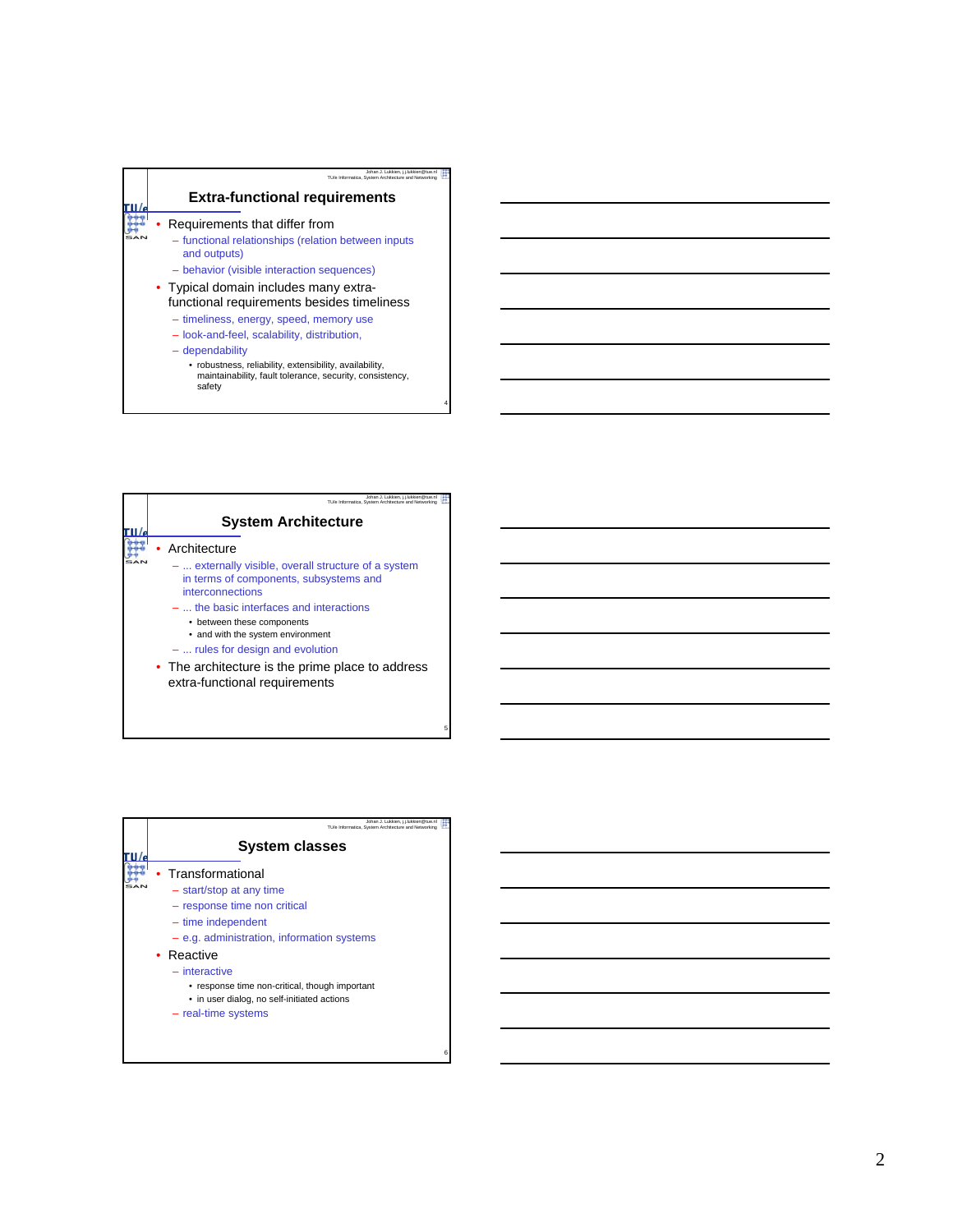## Extra-functional requirements

- Requirements that differ from
  - functional relationships (relation between inputs and outputs)
  - behavior (visible interaction sequences)
- Typical domain includes many extra-functional requirements besides timeliness
  - timeliness, energy, speed, memory use
  - look-and-feel, scalability, distribution,
  - dependability
    - robustness, reliability, extensibility, availability, maintainability, fault tolerance, security, consistency, safety

## System Architecture

- Architecture
  - ... externally visible, overall structure of a system in terms of components, subsystems and interconnections
  - ... the basic interfaces and interactions
    - between these components
    - and with the system environment
  - ... rules for design and evolution
- The architecture is the prime place to address extra-functional requirements

## System classes

- Transformational
  - start/stop at any time
  - response time non critical
  - time independent
  - e.g. administration, information systems
- Reactive
  - interactive
    - response time non-critical, though important
    - in user dialog, no self-initiated actions
  - real-time systems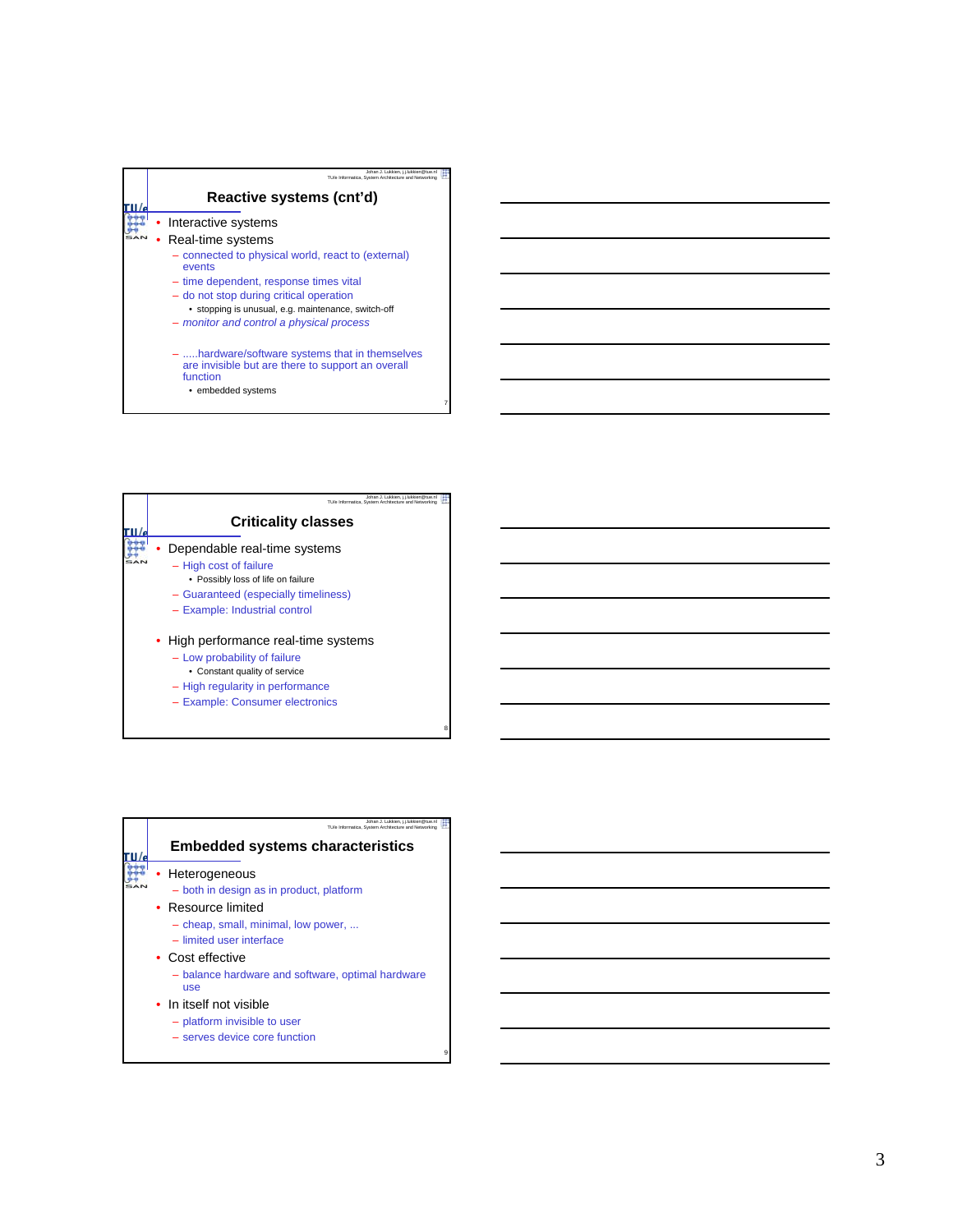## Reactive systems (cnt'd)

- Interactive systems
- Real-time systems
  - connected to physical world, react to (external) events
  - time dependent, response times vital
  - do not stop during critical operation
    - stopping is unusual, e.g. maintenance, switch-off
  - *monitor and control a physical process*
  - .....hardware/software systems that in themselves are invisible but are there to support an overall function
    - embedded systems

## Criticality classes

- Dependable real-time systems
  - High cost of failure
    - Possibly loss of life on failure
  - Guaranteed (especially timeliness)
  - Example: Industrial control
- High performance real-time systems
  - Low probability of failure
    - Constant quality of service
  - High regularity in performance
  - Example: Consumer electronics

## Embedded systems characteristics

- Heterogeneous
  - both in design as in product, platform
- Resource limited
  - cheap, small, minimal, low power, ...
  - limited user interface
- Cost effective
  - balance hardware and software, optimal hardware use
- In itself not visible
  - platform invisible to user
  - serves device core function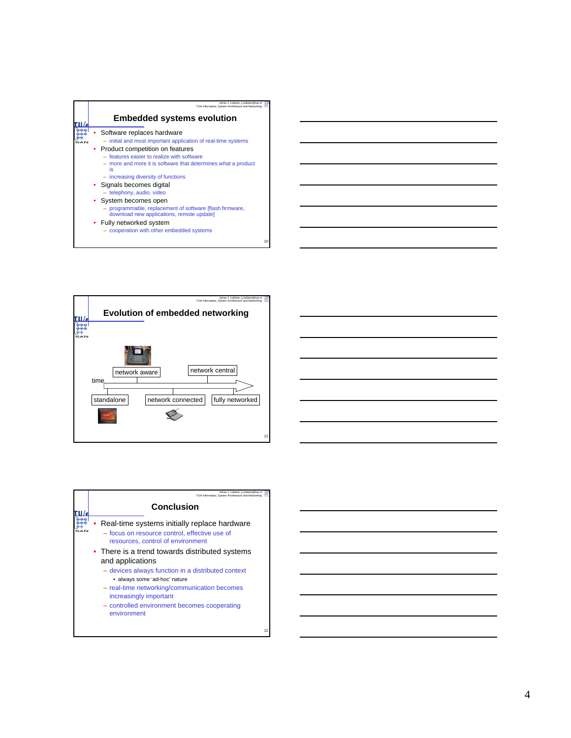## Embedded systems evolution

- Software replaces hardware
  - initial and most important application of real-time systems
- Product competition on features
  - features easier to realize with software
  - more and more it is software that determines *what* a product is
  - increasing diversity of functions
- Signals becomes digital
  - telephony, audio, video
- System becomes open
  - programmable, replacement of software [flash firmware, download new applications, remote update]
- Fully networked system
  - cooperation with other embedded systems

## Evolution of embedded networking

time

network aware

network central

standalone

network connected

fully networked

## Conclusion

- Real-time systems initially replace hardware
  - focus on resource control, effective use of resources, control of environment
- There is a trend towards distributed systems and applications
  - devices always function in a distributed context
    - always some 'ad-hoc' nature
  - real-time networking/communication becomes increasingly important
  - controlled environment becomes cooperating environment